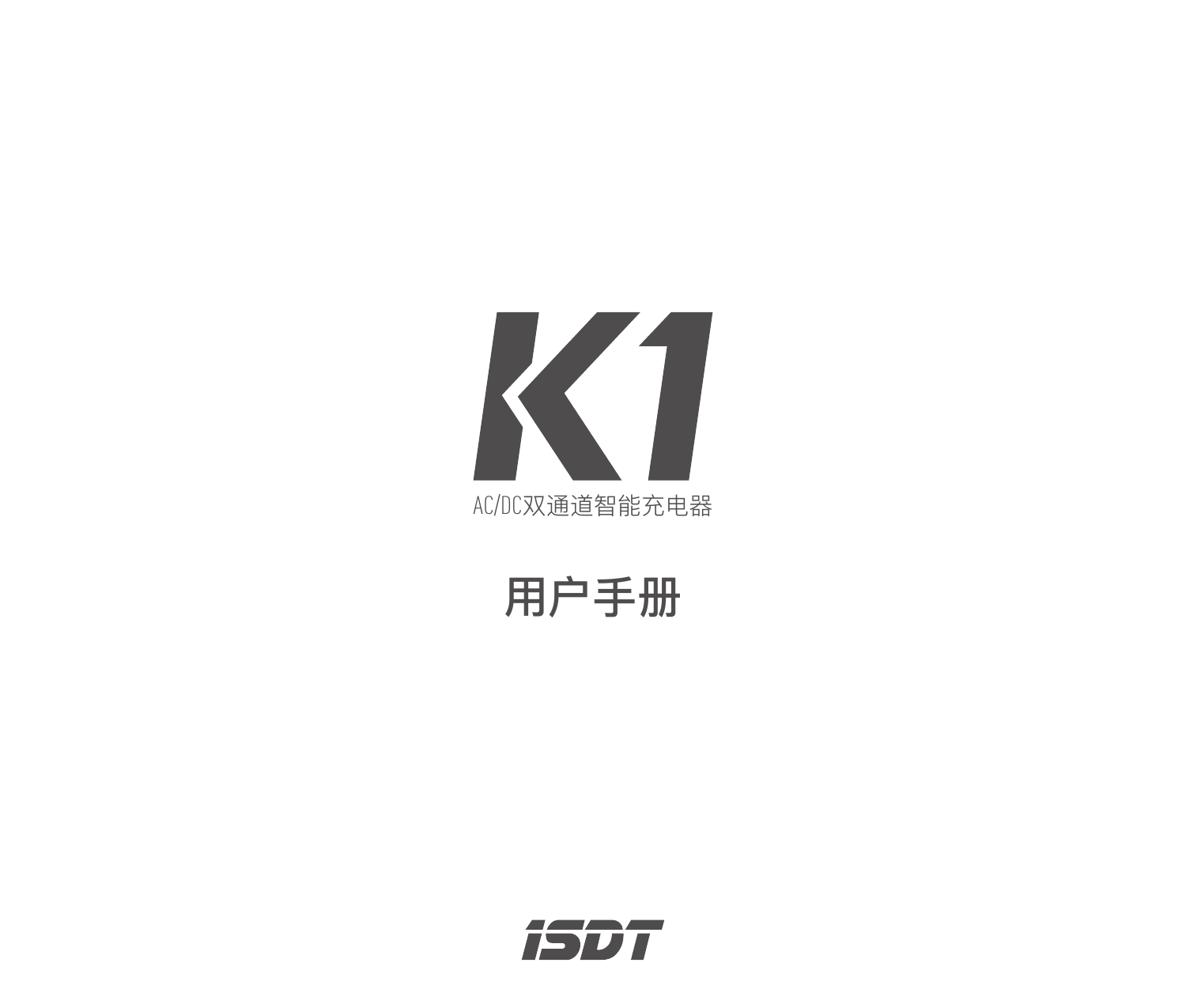# K1

AC/DC双通道智能充电器

## 用户手册

ISDT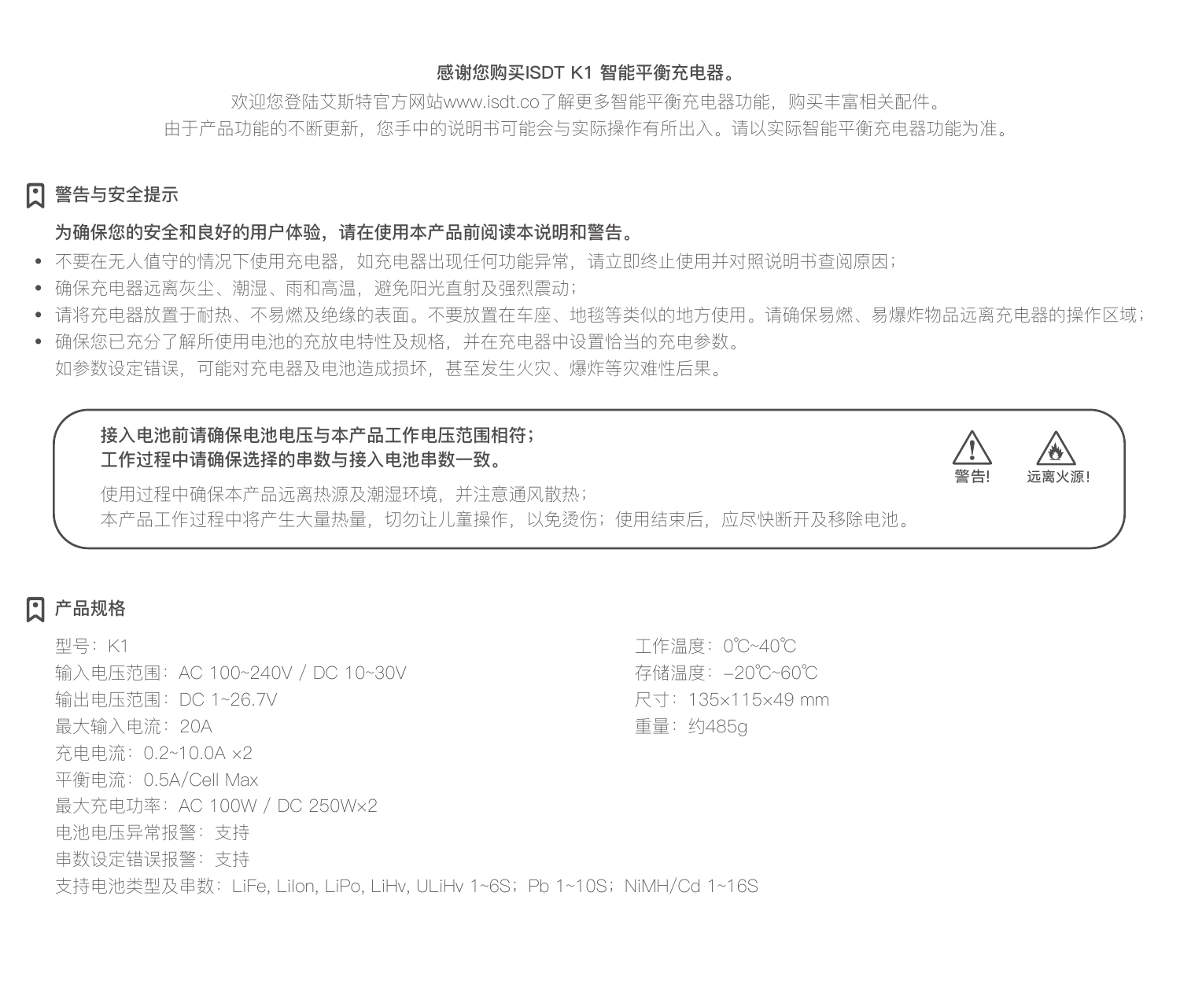**感谢您购买ISDT K1 智能平衡充电器。**

欢迎您登陆艾斯特官方网站www.isdt.co了解更多智能平衡充电器功能，购买丰富相关配件。

由于产品功能的不断更新，您手中的说明书可能会与实际操作有所出入。请以实际智能平衡充电器功能为准。

## 警告与安全提示

**为确保您的安全和良好的用户体验，请在使用本产品前阅读本说明和警告。**

- 不要在无人值守的情况下使用充电器，如充电器出现任何功能异常，请立即终止使用并对照说明书查阅原因；
- 确保充电器远离灰尘、潮湿、雨和高温，避免阳光直射及强烈震动；
- 请将充电器放置于耐热、不易燃及绝缘的表面。不要放置在车座、地毯等类似的地方使用。请确保易燃、易爆炸物品远离充电器的操作区域；
- 确保您已充分了解所使用电池的充放电特性及规格，并在充电器中设置恰当的充电参数。
  如参数设定错误，可能对充电器及电池造成损坏，甚至发生火灾、爆炸等灾难性后果。

**接入电池前请确保电池电压与本产品工作电压范围相符；**
**工作过程中请确保选择的串数与接入电池串数一致。**

使用过程中确保本产品远离热源及潮湿环境，并注意通风散热；
本产品工作过程中将产生大量热量，切勿让儿童操作，以免烫伤；使用结束后，应尽快断开及移除电池。

警告！ 远离火源！

## 产品规格

型号：K1
输入电压范围：AC 100~240V / DC 10~30V
输出电压范围：DC 1~26.7V
最大输入电流：20A
充电电流：0.2~10.0A ×2
平衡电流：0.5A/Cell Max
最大充电功率：AC 100W / DC 250W×2
电池电压异常报警：支持
串数设定错误报警：支持
支持电池类型及串数：LiFe, LiIon, LiPo, LiHv, ULiHv 1~6S；Pb 1~10S；NiMH/Cd 1~16S

工作温度：0℃~40℃
存储温度：-20℃~60℃
尺寸：135×115×49 mm
重量：约485g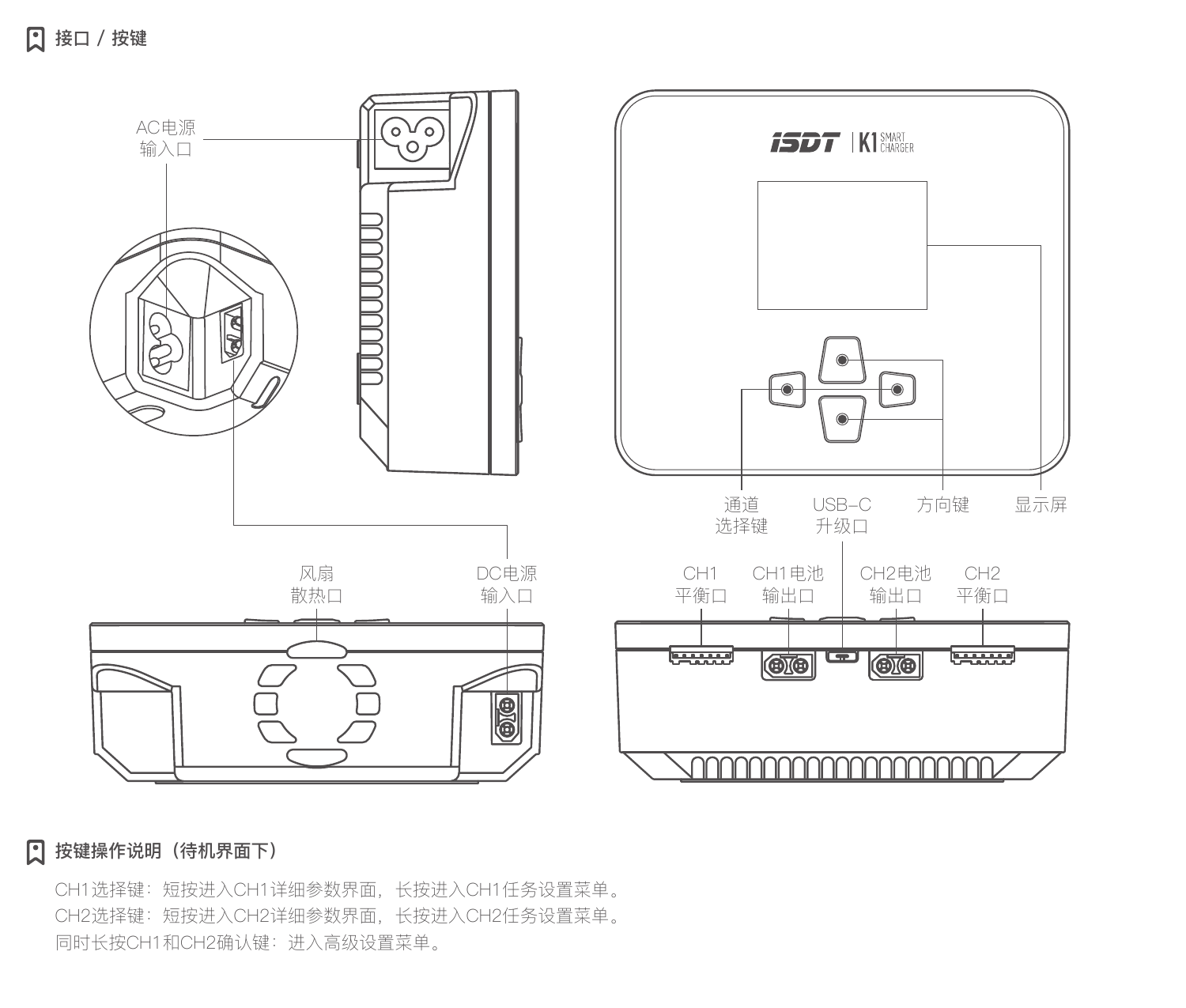## 接口 / 按键

AC电源输入口

通道选择键

USB-C升级口

方向键

显示屏

风扇散热口

DC电源输入口

CH1平衡口

CH1电池输出口

CH2电池输出口

CH2平衡口

## 按键操作说明（待机界面下）

CH1选择键：短按进入CH1详细参数界面，长按进入CH1任务设置菜单。
CH2选择键：短按进入CH2详细参数界面，长按进入CH2任务设置菜单。
同时长按CH1和CH2确认键：进入高级设置菜单。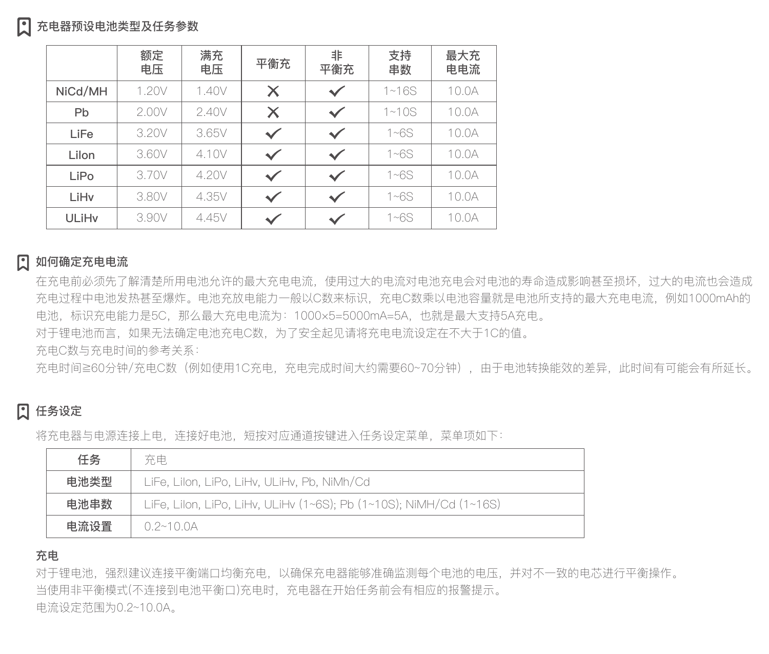## 充电器预设电池类型及任务参数

| | 额定电压 | 满充电压 | 平衡充 | 非平衡充 | 支持串数 | 最大充电电流 |
|---|---|---|---|---|---|---|
| NiCd/MH | 1.20V | 1.40V | ✗ | ✓ | 1~16S | 10.0A |
| Pb | 2.00V | 2.40V | ✗ | ✓ | 1~10S | 10.0A |
| LiFe | 3.20V | 3.65V | ✓ | ✓ | 1~6S | 10.0A |
| LiIon | 3.60V | 4.10V | ✓ | ✓ | 1~6S | 10.0A |
| LiPo | 3.70V | 4.20V | ✓ | ✓ | 1~6S | 10.0A |
| LiHv | 3.80V | 4.35V | ✓ | ✓ | 1~6S | 10.0A |
| ULiHv | 3.90V | 4.45V | ✓ | ✓ | 1~6S | 10.0A |

## 如何确定充电电流

在充电前必须先了解清楚所用电池允许的最大充电电流，使用过大的电流对电池充电会对电池的寿命造成影响甚至损坏，过大的电流也会造成充电过程中电池发热甚至爆炸。电池充放电能力一般以C数来标识，充电C数乘以电池容量就是电池所支持的最大充电电流，例如1000mAh的电池，标识充电能力是5C，那么最大充电电流为：1000×5=5000mA=5A，也就是最大支持5A充电。

对于锂电池而言，如果无法确定电池充电C数，为了安全起见请将充电电流设定在不大于1C的值。

充电C数与充电时间的参考关系：

充电时间≧60分钟/充电C数（例如使用1C充电，充电完成时间大约需要60~70分钟），由于电池转换能效的差异，此时间有可能会有所延长。

## 任务设定

将充电器与电源连接上电，连接好电池，短按对应通道按键进入任务设定菜单，菜单项如下：

| 任务 | 充电 |
|---|---|
| 电池类型 | LiFe, LiIon, LiPo, LiHv, ULiHv, Pb, NiMh/Cd |
| 电池串数 | LiFe, LiIon, LiPo, LiHv, ULiHv (1~6S); Pb (1~10S); NiMH/Cd (1~16S) |
| 电流设置 | 0.2~10.0A |

### 充电

对于锂电池，强烈建议连接平衡端口均衡充电，以确保充电器能够准确监测每个电池的电压，并对不一致的电芯进行平衡操作。

当使用非平衡模式(不连接到电池平衡口)充电时，充电器在开始任务前会有相应的报警提示。

电流设定范围为0.2~10.0A。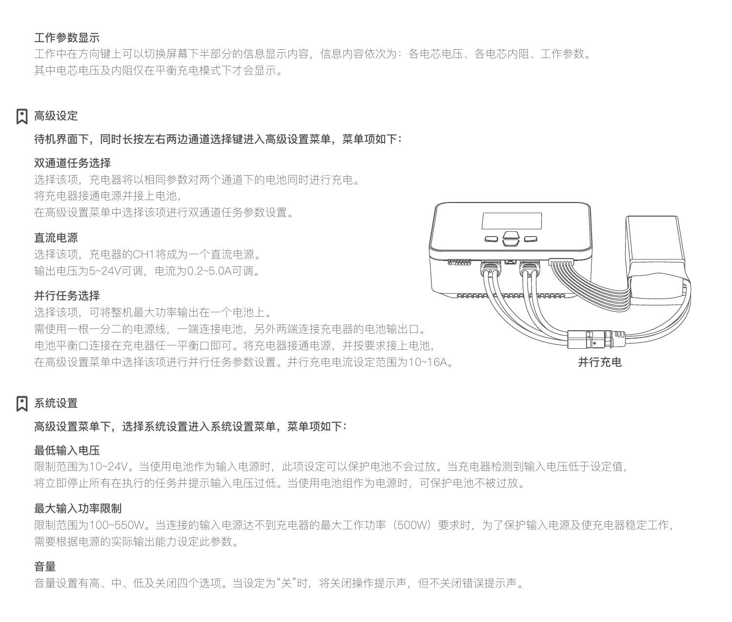### 工作参数显示

工作中在方向键上可以切换屏幕下半部分的信息显示内容，信息内容依次为：各电芯电压、各电芯内阻、工作参数。
其中电芯电压及内阻仅在平衡充电模式下才会显示。

## 高级设定

**待机界面下，同时长按左右两边通道选择键进入高级设置菜单，菜单项如下：**

### 双通道任务选择

选择该项，充电器将以相同参数对两个通道下的电池同时进行充电。
将充电器接通电源并接上电池，
在高级设置菜单中选择该项进行双通道任务参数设置。

### 直流电源

选择该项，充电器的CH1将成为一个直流电源。
输出电压为5~24V可调，电流为0.2~5.0A可调。

### 并行任务选择

选择该项，可将整机最大功率输出在一个电池上。
需使用一根一分二的电源线，一端连接电池，另外两端连接充电器的电池输出口。
电池平衡口连接在充电器任一平衡口即可。将充电器接通电源，并按要求接上电池，
在高级设置菜单中选择该项进行并行任务参数设置。并行充电电流设定范围为10~16A。

并行充电

## 系统设置

**高级设置菜单下，选择系统设置进入系统设置菜单，菜单项如下：**

### 最低输入电压

限制范围为10~24V。当使用电池作为输入电源时，此项设定可以保护电池不会过放。当充电器检测到输入电压低于设定值，
将立即停止所有在执行的任务并提示输入电压过低。当使用电池组作为电源时，可保护电池不被过放。

### 最大输入功率限制

限制范围为100~550W。当连接的输入电源达不到充电器的最大工作功率（500W）要求时，为了保护输入电源及使充电器稳定工作，
需要根据电源的实际输出能力设定此参数。

### 音量

音量设置有高、中、低及关闭四个选项。当设定为“关”时，将关闭操作提示声，但不关闭错误提示声。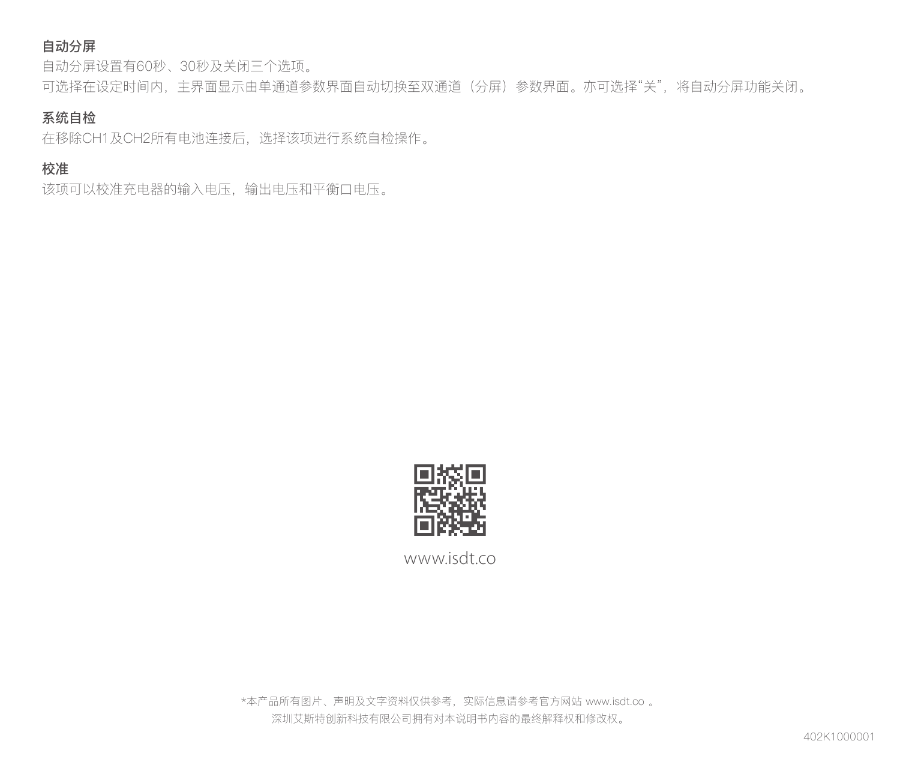### 自动分屏

自动分屏设置有60秒、30秒及关闭三个选项。

可选择在设定时间内，主界面显示由单通道参数界面自动切换至双通道（分屏）参数界面。亦可选择“关”，将自动分屏功能关闭。

### 系统自检

在移除CH1及CH2所有电池连接后，选择该项进行系统自检操作。

### 校准

该项可以校准充电器的输入电压，输出电压和平衡口电压。

www.isdt.co

*本产品所有图片、声明及文字资料仅供参考，实际信息请参考官方网站 www.isdt.co 。

深圳艾斯特创新科技有限公司拥有对本说明书内容的最终解释权和修改权。

402K1000001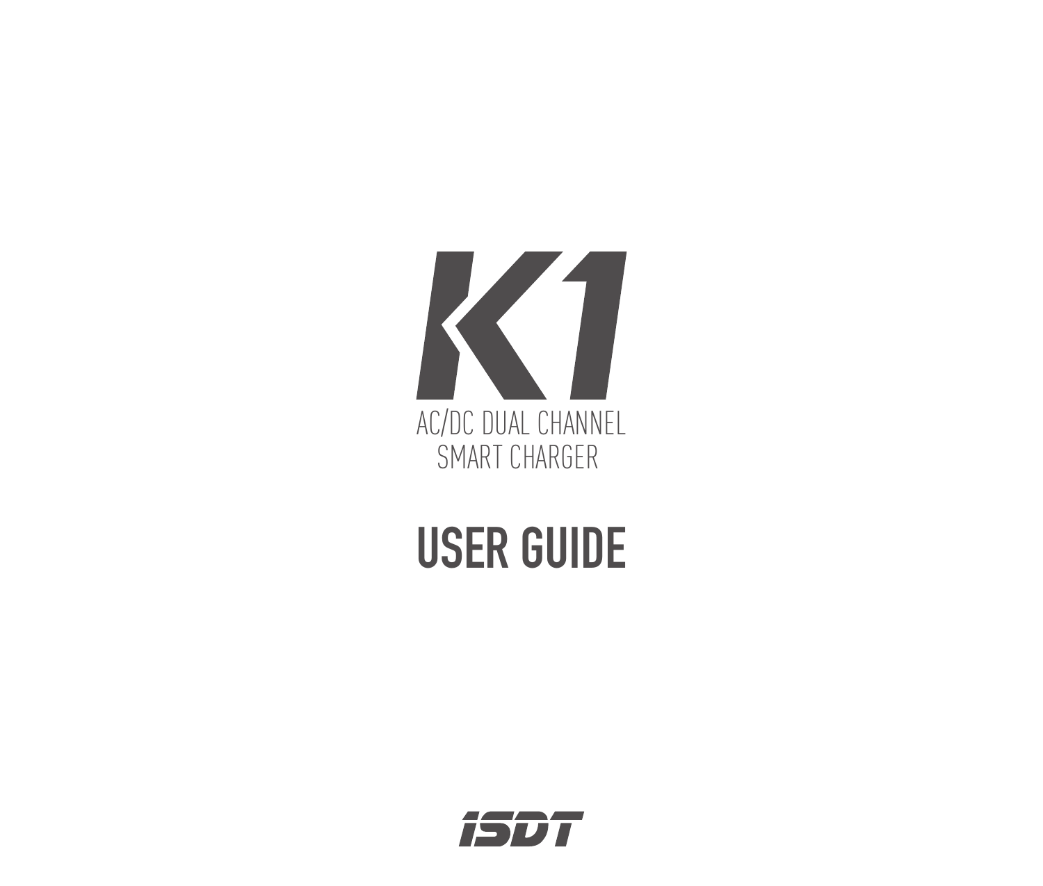# K1

AC/DC DUAL CHANNEL
SMART CHARGER

# USER GUIDE

ISDT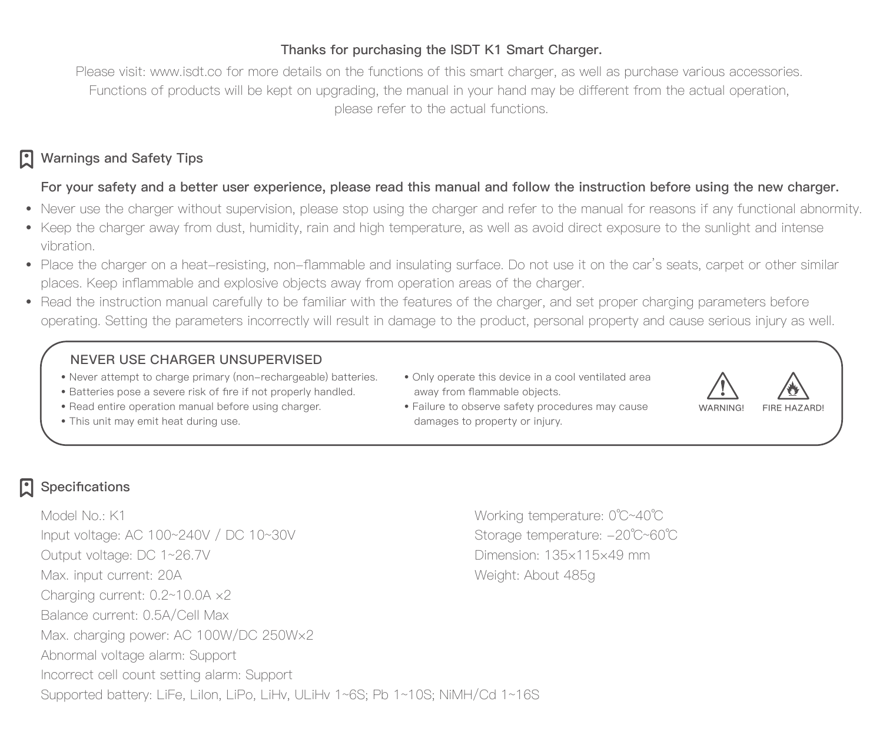**Thanks for purchasing the ISDT K1 Smart Charger.**

Please visit: www.isdt.co for more details on the functions of this smart charger, as well as purchase various accessories. Functions of products will be kept on upgrading, the manual in your hand may be different from the actual operation, please refer to the actual functions.

## Warnings and Safety Tips

**For your safety and a better user experience, please read this manual and follow the instruction before using the new charger.**

- Never use the charger without supervision, please stop using the charger and refer to the manual for reasons if any functional abnormity.
- Keep the charger away from dust, humidity, rain and high temperature, as well as avoid direct exposure to the sunlight and intense vibration.
- Place the charger on a heat-resisting, non-flammable and insulating surface. Do not use it on the car's seats, carpet or other similar places. Keep inflammable and explosive objects away from operation areas of the charger.
- Read the instruction manual carefully to be familiar with the features of the charger, and set proper charging parameters before operating. Setting the parameters incorrectly will result in damage to the product, personal property and cause serious injury as well.

### NEVER USE CHARGER UNSUPERVISED

- Never attempt to charge primary (non-rechargeable) batteries.
- Batteries pose a severe risk of fire if not properly handled.
- Read entire operation manual before using charger.
- This unit may emit heat during use.
- Only operate this device in a cool ventilated area away from flammable objects.
- Failure to observe safety procedures may cause damages to property or injury.

WARNING! FIRE HAZARD!

## Specifications

Model No.: K1
Input voltage: AC 100~240V / DC 10~30V
Output voltage: DC 1~26.7V
Max. input current: 20A
Charging current: 0.2~10.0A ×2
Balance current: 0.5A/Cell Max
Max. charging power: AC 100W/DC 250W×2
Abnormal voltage alarm: Support
Incorrect cell count setting alarm: Support
Supported battery: LiFe, LiIon, LiPo, LiHv, ULiHv 1~6S; Pb 1~10S; NiMH/Cd 1~16S

Working temperature: 0℃~40℃
Storage temperature: -20℃~60℃
Dimension: 135×115×49 mm
Weight: About 485g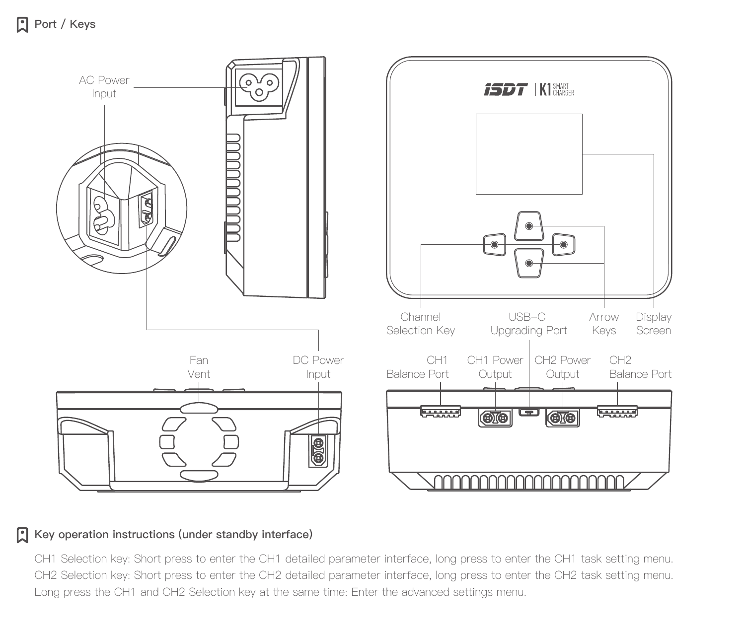## Port / Keys

AC Power Input

DC Power Input

Fan Vent

Channel Selection Key

USB-C Upgrading Port

Arrow Keys

Display Screen

CH1 Balance Port

CH1 Power Output

CH2 Power Output

CH2 Balance Port

## Key operation instructions (under standby interface)

CH1 Selection key: Short press to enter the CH1 detailed parameter interface, long press to enter the CH1 task setting menu.
CH2 Selection key: Short press to enter the CH2 detailed parameter interface, long press to enter the CH2 task setting menu.
Long press the CH1 and CH2 Selection key at the same time: Enter the advanced settings menu.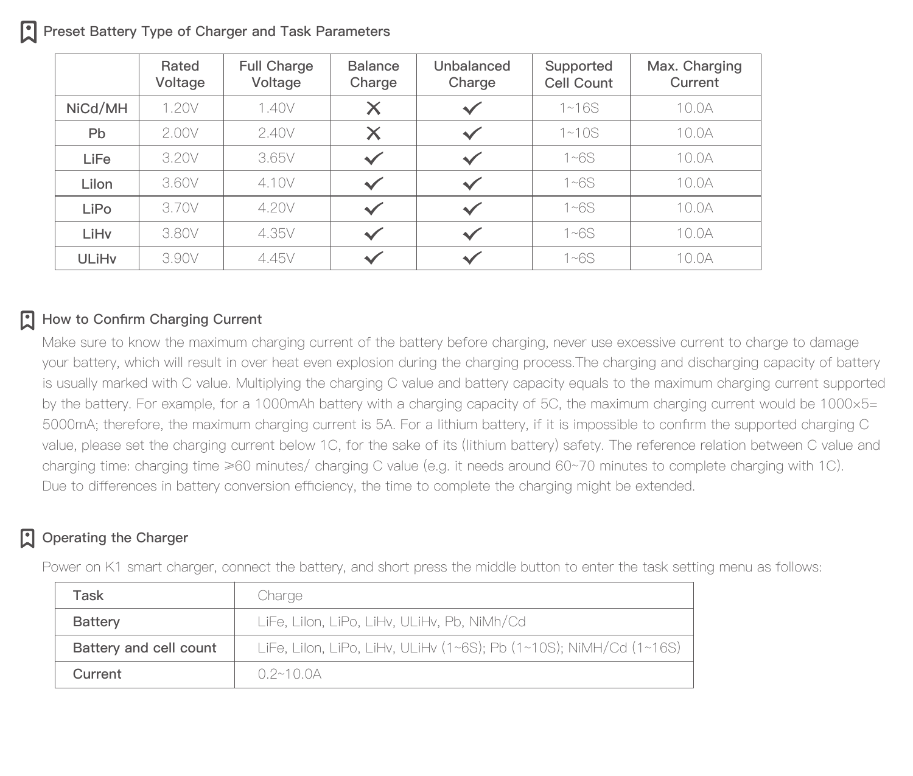## Preset Battery Type of Charger and Task Parameters

| | Rated Voltage | Full Charge Voltage | Balance Charge | Unbalanced Charge | Supported Cell Count | Max. Charging Current |
|---|---|---|---|---|---|---|
| **NiCd/MH** | 1.20V | 1.40V | ✗ | ✓ | 1~16S | 10.0A |
| **Pb** | 2.00V | 2.40V | ✗ | ✓ | 1~10S | 10.0A |
| **LiFe** | 3.20V | 3.65V | ✓ | ✓ | 1~6S | 10.0A |
| **LiIon** | 3.60V | 4.10V | ✓ | ✓ | 1~6S | 10.0A |
| **LiPo** | 3.70V | 4.20V | ✓ | ✓ | 1~6S | 10.0A |
| **LiHv** | 3.80V | 4.35V | ✓ | ✓ | 1~6S | 10.0A |
| **ULiHv** | 3.90V | 4.45V | ✓ | ✓ | 1~6S | 10.0A |

## How to Confirm Charging Current

Make sure to know the maximum charging current of the battery before charging, never use excessive current to charge to damage your battery, which will result in over heat even explosion during the charging process.The charging and discharging capacity of battery is usually marked with C value. Multiplying the charging C value and battery capacity equals to the maximum charging current supported by the battery. For example, for a 1000mAh battery with a charging capacity of 5C, the maximum charging current would be 1000×5= 5000mA; therefore, the maximum charging current is 5A. For a lithium battery, if it is impossible to confirm the supported charging C value, please set the charging current below 1C, for the sake of its (lithium battery) safety. The reference relation between C value and charging time: charging time ⩾60 minutes/ charging C value (e.g. it needs around 60~70 minutes to complete charging with 1C). Due to differences in battery conversion efficiency, the time to complete the charging might be extended.

## Operating the Charger

Power on K1 smart charger, connect the battery, and short press the middle button to enter the task setting menu as follows:

| **Task** | Charge |
|---|---|
| **Battery** | LiFe, LiIon, LiPo, LiHv, ULiHv, Pb, NiMh/Cd |
| **Battery and cell count** | LiFe, LiIon, LiPo, LiHv, ULiHv (1~6S); Pb (1~10S); NiMH/Cd (1~16S) |
| **Current** | 0.2~10.0A |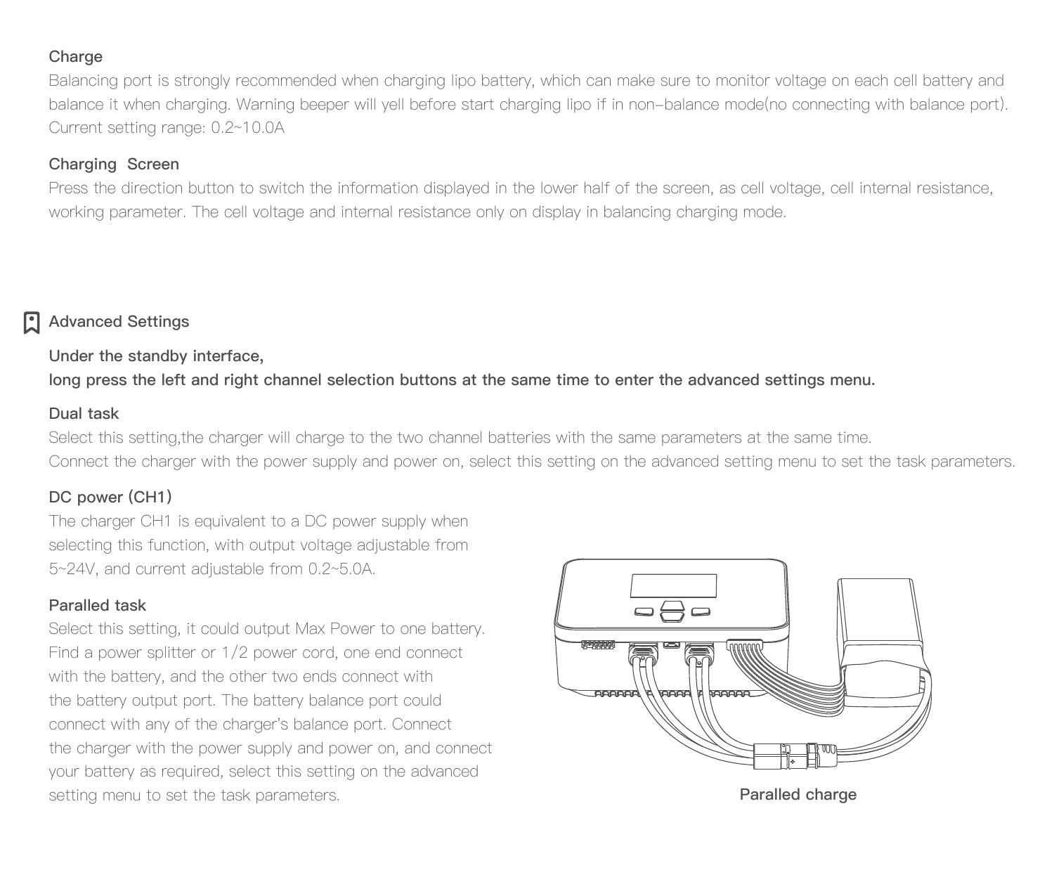### Charge

Balancing port is strongly recommended when charging lipo battery, which can make sure to monitor voltage on each cell battery and balance it when charging. Warning beeper will yell before start charging lipo if in non–balance mode(no connecting with balance port). Current setting range: 0.2~10.0A

### Charging Screen

Press the direction button to switch the information displayed in the lower half of the screen, as cell voltage, cell internal resistance, working parameter. The cell voltage and internal resistance only on display in balancing charging mode.

## Advanced Settings

**Under the standby interface,**
**long press the left and right channel selection buttons at the same time to enter the advanced settings menu.**

### Dual task

Select this setting,the charger will charge to the two channel batteries with the same parameters at the same time.
Connect the charger with the power supply and power on, select this setting on the advanced setting menu to set the task parameters.

### DC power (CH1)

The charger CH1 is equivalent to a DC power supply when selecting this function, with output voltage adjustable from 5~24V, and current adjustable from 0.2~5.0A.

### Paralled task

Select this setting, it could output Max Power to one battery. Find a power splitter or 1/2 power cord, one end connect with the battery, and the other two ends connect with the battery output port. The battery balance port could connect with any of the charger's balance port. Connect the charger with the power supply and power on, and connect your battery as required, select this setting on the advanced setting menu to set the task parameters.

Paralled charge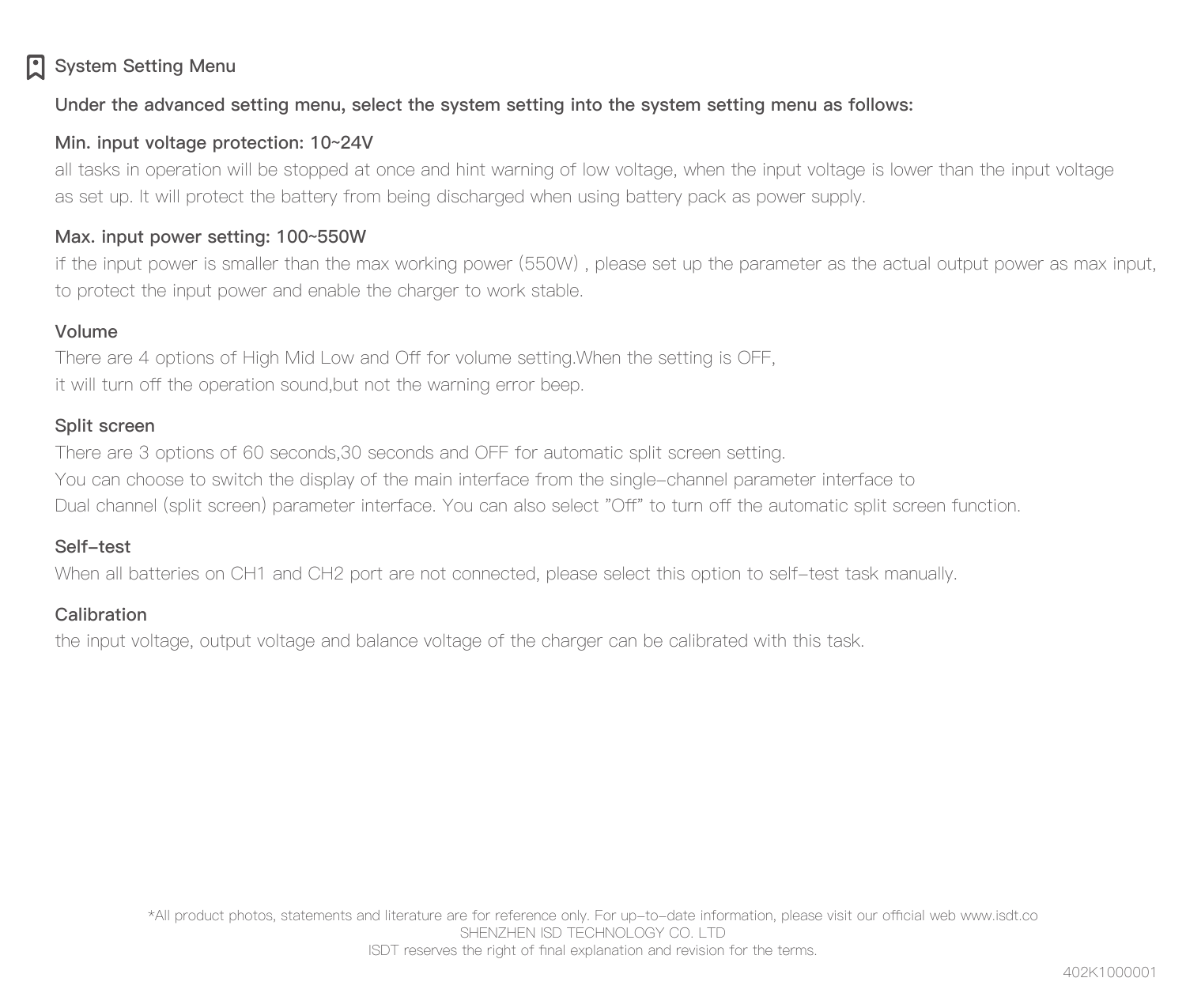## System Setting Menu

**Under the advanced setting menu, select the system setting into the system setting menu as follows:**

### Min. input voltage protection: 10~24V

all tasks in operation will be stopped at once and hint warning of low voltage, when the input voltage is lower than the input voltage as set up. It will protect the battery from being discharged when using battery pack as power supply.

### Max. input power setting: 100~550W

if the input power is smaller than the max working power (550W) , please set up the parameter as the actual output power as max input, to protect the input power and enable the charger to work stable.

### Volume

There are 4 options of High Mid Low and Off for volume setting.When the setting is OFF, it will turn off the operation sound,but not the warning error beep.

### Split screen

There are 3 options of 60 seconds,30 seconds and OFF for automatic split screen setting.
You can choose to switch the display of the main interface from the single-channel parameter interface to Dual channel (split screen) parameter interface. You can also select "Off" to turn off the automatic split screen function.

### Self-test

When all batteries on CH1 and CH2 port are not connected, please select this option to self-test task manually.

### Calibration

the input voltage, output voltage and balance voltage of the charger can be calibrated with this task.

*All product photos, statements and literature are for reference only. For up-to-date information, please visit our official web www.isdt.co
SHENZHEN ISD TECHNOLOGY CO. LTD
ISDT reserves the right of final explanation and revision for the terms.

402K1000001